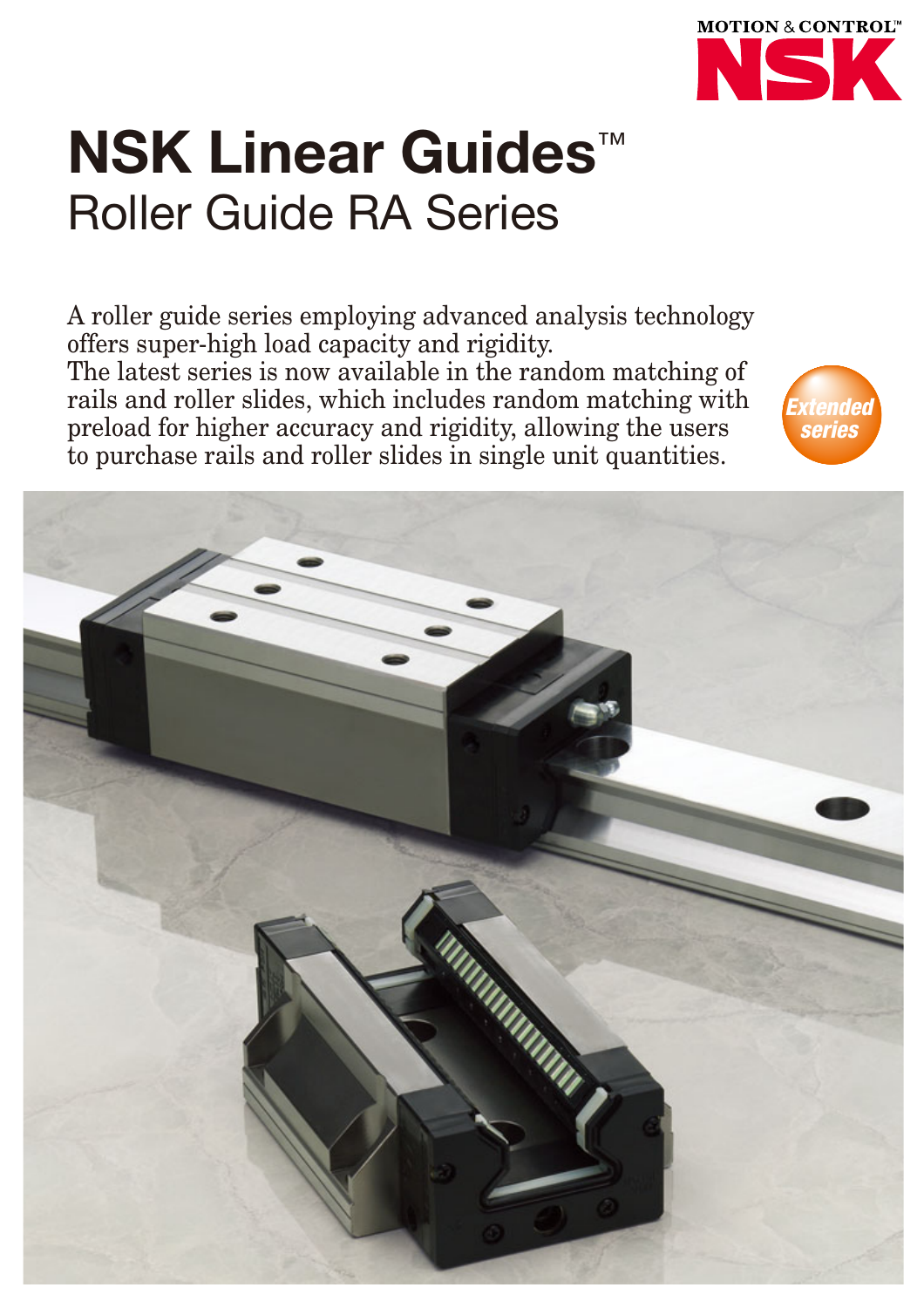MOTION & CONTROL™

NSK

# NSK Linear Guides™

## Roller Guide RA Series

A roller guide series employing advanced analysis technology offers super-high load capacity and rigidity.
The latest series is now available in the random matching of rails and roller slides, which includes random matching with preload for higher accuracy and rigidity, allowing the users to purchase rails and roller slides in single unit quantities.

*Extended series*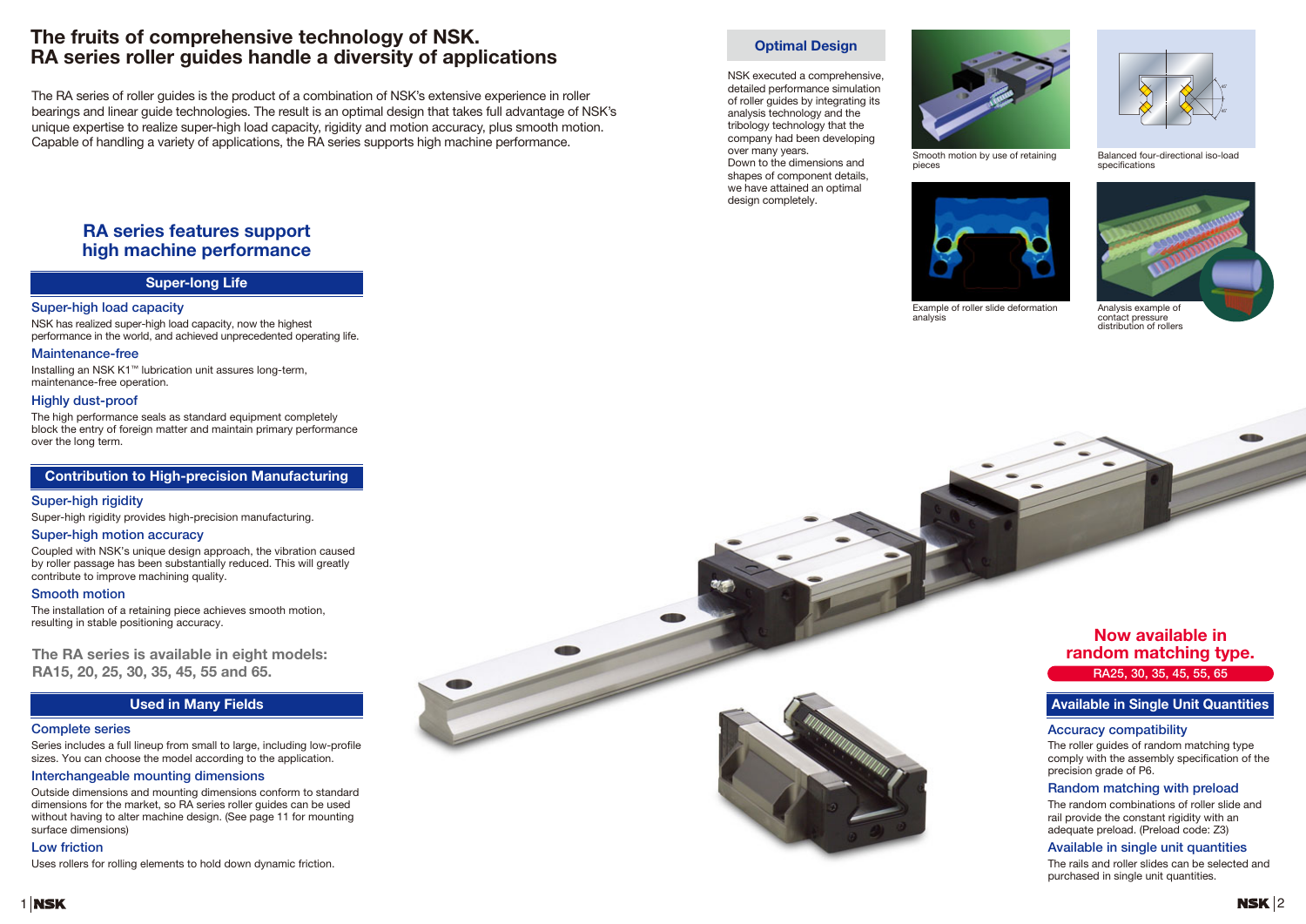# The fruits of comprehensive technology of NSK. RA series roller guides handle a diversity of applications

The RA series of roller guides is the product of a combination of NSK's extensive experience in roller bearings and linear guide technologies. The result is an optimal design that takes full advantage of NSK's unique expertise to realize super-high load capacity, rigidity and motion accuracy, plus smooth motion. Capable of handling a variety of applications, the RA series supports high machine performance.

## RA series features support high machine performance

### Super-long Life

**Super-high load capacity**

NSK has realized super-high load capacity, now the highest performance in the world, and achieved unprecedented operating life.

**Maintenance-free**

Installing an NSK K1™ lubrication unit assures long-term, maintenance-free operation.

**Highly dust-proof**

The high performance seals as standard equipment completely block the entry of foreign matter and maintain primary performance over the long term.

### Contribution to High-precision Manufacturing

**Super-high rigidity**

Super-high rigidity provides high-precision manufacturing.

**Super-high motion accuracy**

Coupled with NSK's unique design approach, the vibration caused by roller passage has been substantially reduced. This will greatly contribute to improve machining quality.

**Smooth motion**

The installation of a retaining piece achieves smooth motion, resulting in stable positioning accuracy.

**The RA series is available in eight models: RA15, 20, 25, 30, 35, 45, 55 and 65.**

### Used in Many Fields

**Complete series**

Series includes a full lineup from small to large, including low-profile sizes. You can choose the model according to the application.

**Interchangeable mounting dimensions**

Outside dimensions and mounting dimensions conform to standard dimensions for the market, so RA series roller guides can be used without having to alter machine design. (See page 11 for mounting surface dimensions)

**Low friction**

Uses rollers for rolling elements to hold down dynamic friction.

### Optimal Design

NSK executed a comprehensive, detailed performance simulation of roller guides by integrating its analysis technology and the tribology technology that the company had been developing over many years.
Down to the dimensions and shapes of component details, we have attained an optimal design completely.

Smooth motion by use of retaining pieces

Balanced four-directional iso-load specifications

Example of roller slide deformation analysis

Analysis example of contact pressure distribution of rollers

## Now available in random matching type.

**RA25, 30, 35, 45, 55, 65**

### Available in Single Unit Quantities

**Accuracy compatibility**

The roller guides of random matching type comply with the assembly specification of the precision grade of P6.

**Random matching with preload**

The random combinations of roller slide and rail provide the constant rigidity with an adequate preload. (Preload code: Z3)

**Available in single unit quantities**

The rails and roller slides can be selected and purchased in single unit quantities.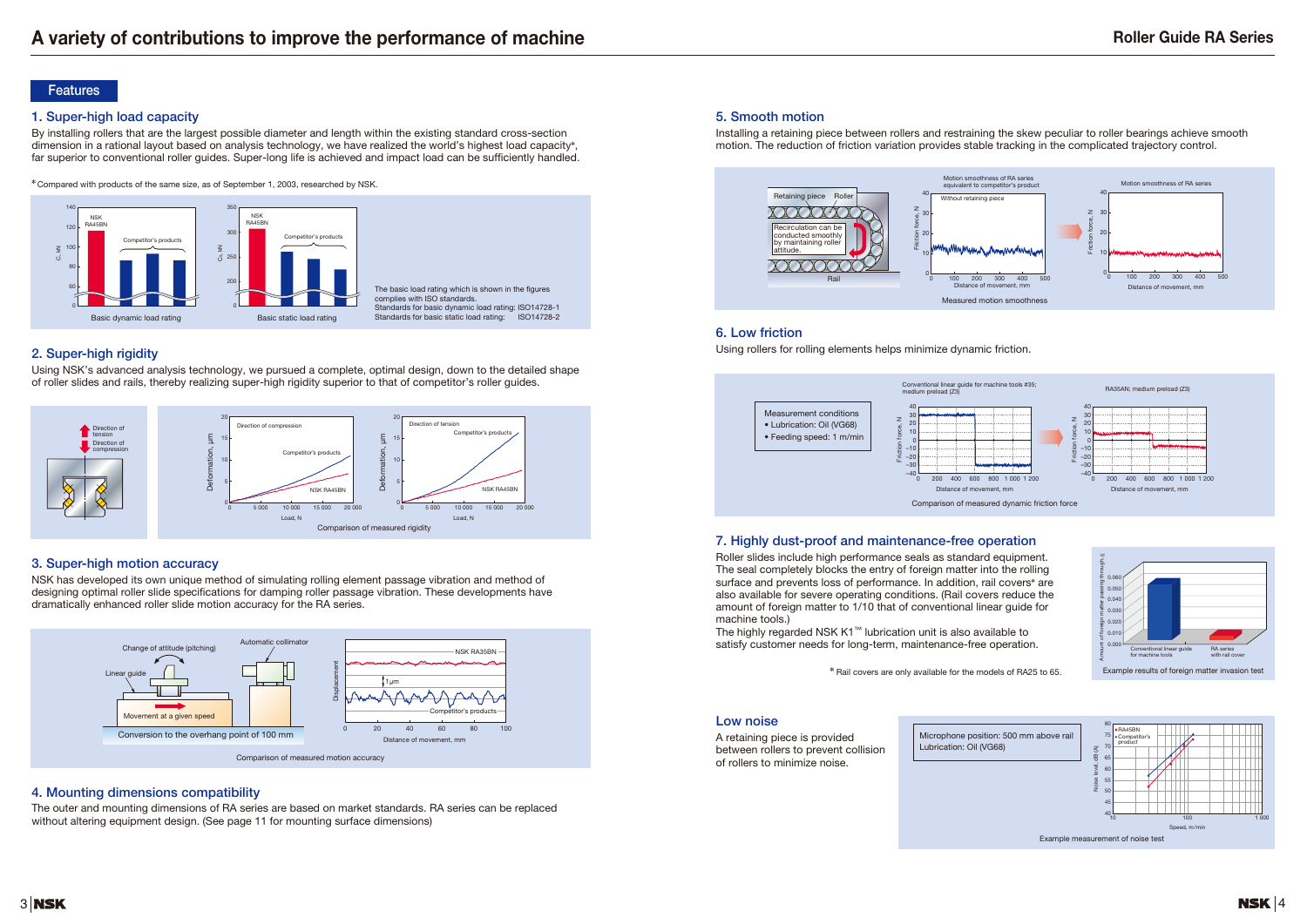# A variety of contributions to improve the performance of machine

## Features

### 1. Super-high load capacity

By installing rollers that are the largest possible diameter and length within the existing standard cross-section dimension in a rational layout based on analysis technology, we have realized the world's highest load capacity*, far superior to conventional roller guides. Super-long life is achieved and impact load can be sufficiently handled.

* Compared with products of the same size, as of September 1, 2003, researched by NSK.

Basic dynamic load rating

Basic static load rating

The basic load rating which is shown in the figures complies with ISO standards.
Standards for basic dynamic load rating: ISO14728-1
Standards for basic static load rating: ISO14728-2

### 2. Super-high rigidity

Using NSK's advanced analysis technology, we pursued a complete, optimal design, down to the detailed shape of roller slides and rails, thereby realizing super-high rigidity superior to that of competitor's roller guides.

Comparison of measured rigidity

### 3. Super-high motion accuracy

NSK has developed its own unique method of simulating rolling element passage vibration and method of designing optimal roller slide specifications for damping roller passage vibration. These developments have dramatically enhanced roller slide motion accuracy for the RA series.

Conversion to the overhang point of 100 mm

Comparison of measured motion accuracy

### 4. Mounting dimensions compatibility

The outer and mounting dimensions of RA series are based on market standards. RA series can be replaced without altering equipment design. (See page 11 for mounting surface dimensions)

### 5. Smooth motion

Installing a retaining piece between rollers and restraining the skew peculiar to roller bearings achieve smooth motion. The reduction of friction variation provides stable tracking in the complicated trajectory control.

Measured motion smoothness

### 6. Low friction

Using rollers for rolling elements helps minimize dynamic friction.

Measurement conditions
- Lubrication: Oil (VG68)
- Feeding speed: 1 m/min

Comparison of measured dynamic friction force

### 7. Highly dust-proof and maintenance-free operation

Roller slides include high performance seals as standard equipment. The seal completely blocks the entry of foreign matter into the rolling surface and prevents loss of performance. In addition, rail covers* are also available for severe operating conditions. (Rail covers reduce the amount of foreign matter to 1/10 that of conventional linear guide for machine tools.)
The highly regarded NSK K1™ lubrication unit is also available to satisfy customer needs for long-term, maintenance-free operation.

* Rail covers are only available for the models of RA25 to 65.

Example results of foreign matter invasion test

### Low noise

A retaining piece is provided between rollers to prevent collision of rollers to minimize noise.

Microphone position: 500 mm above rail
Lubrication: Oil (VG68)

Example measurement of noise test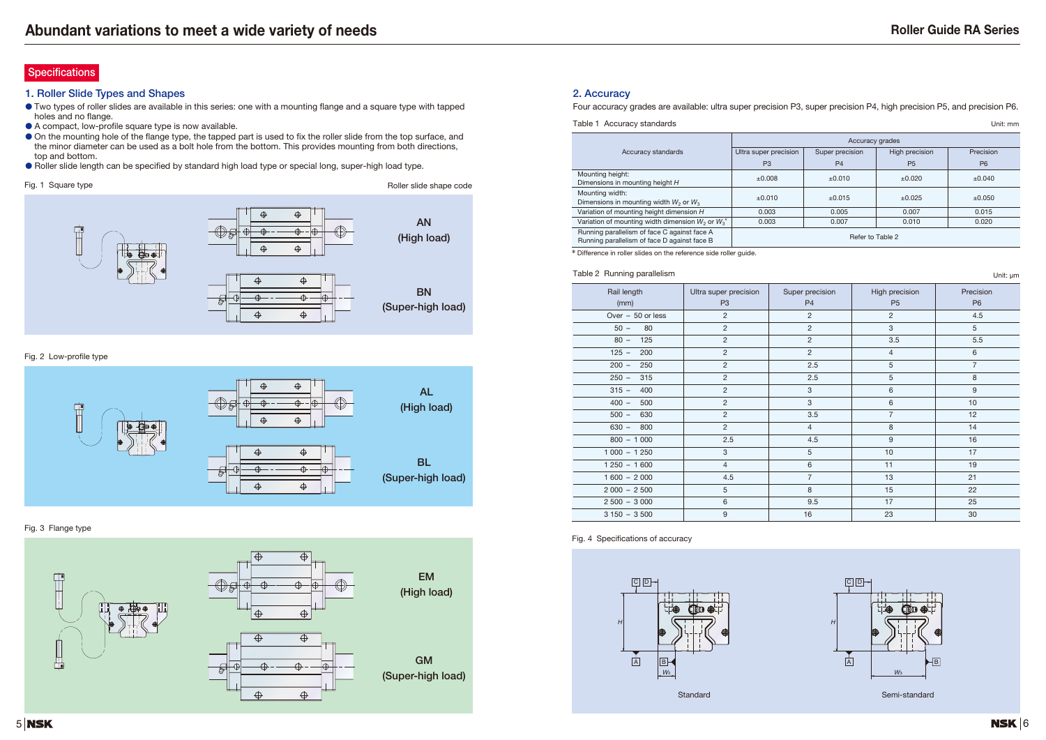## Specifications

### 1. Roller Slide Types and Shapes

- Two types of roller slides are available in this series: one with a mounting flange and a square type with tapped holes and no flange.
- A compact, low-profile square type is now available.
- On the mounting hole of the flange type, the tapped part is used to fix the roller slide from the top surface, and the minor diameter can be used as a bolt hole from the bottom. This provides mounting from both directions, top and bottom.
- Roller slide length can be specified by standard high load type or special long, super-high load type.

Fig. 1 Square type — Roller slide shape code

AN (High load)

BN (Super-high load)

Fig. 2 Low-profile type

AL (High load)

BL (Super-high load)

Fig. 3 Flange type

EM (High load)

GM (Super-high load)

### 2. Accuracy

Four accuracy grades are available: ultra super precision P3, super precision P4, high precision P5, and precision P6.

Table 1 Accuracy standards — Unit: mm

| Accuracy standards | Accuracy grades | | | |
|---|---|---|---|---|
| | Ultra super precision P3 | Super precision P4 | High precision P5 | Precision P6 |
| Mounting height: Dimensions in mounting height $H$ | ±0.008 | ±0.010 | ±0.020 | ±0.040 |
| Mounting width: Dimensions in mounting width $W_2$ or $W_3$ | ±0.010 | ±0.015 | ±0.025 | ±0.050 |
| Variation of mounting height dimension $H$ | 0.003 | 0.005 | 0.007 | 0.015 |
| Variation of mounting width dimension $W_2$ or $W_3$* | 0.003 | 0.007 | 0.010 | 0.020 |
| Running parallelism of face C against face A; Running parallelism of face D against face B | Refer to Table 2 | | | |

\* Difference in roller slides on the reference side roller guide.

Table 2 Running parallelism — Unit: μm

| Rail length (mm) | Ultra super precision P3 | Super precision P4 | High precision P5 | Precision P6 |
|---|---|---|---|---|
| Over – 50 or less | 2 | 2 | 2 | 4.5 |
| 50 – 80 | 2 | 2 | 3 | 5 |
| 80 – 125 | 2 | 2 | 3.5 | 5.5 |
| 125 – 200 | 2 | 2 | 4 | 6 |
| 200 – 250 | 2 | 2.5 | 5 | 7 |
| 250 – 315 | 2 | 2.5 | 5 | 8 |
| 315 – 400 | 2 | 3 | 6 | 9 |
| 400 – 500 | 2 | 3 | 6 | 10 |
| 500 – 630 | 2 | 3.5 | 7 | 12 |
| 630 – 800 | 2 | 4 | 8 | 14 |
| 800 – 1 000 | 2.5 | 4.5 | 9 | 16 |
| 1 000 – 1 250 | 3 | 5 | 10 | 17 |
| 1 250 – 1 600 | 4 | 6 | 11 | 19 |
| 1 600 – 2 000 | 4.5 | 7 | 13 | 21 |
| 2 000 – 2 500 | 5 | 8 | 15 | 22 |
| 2 500 – 3 000 | 6 | 9.5 | 17 | 25 |
| 3 150 – 3 500 | 9 | 16 | 23 | 30 |

Fig. 4 Specifications of accuracy

Standard

Semi-standard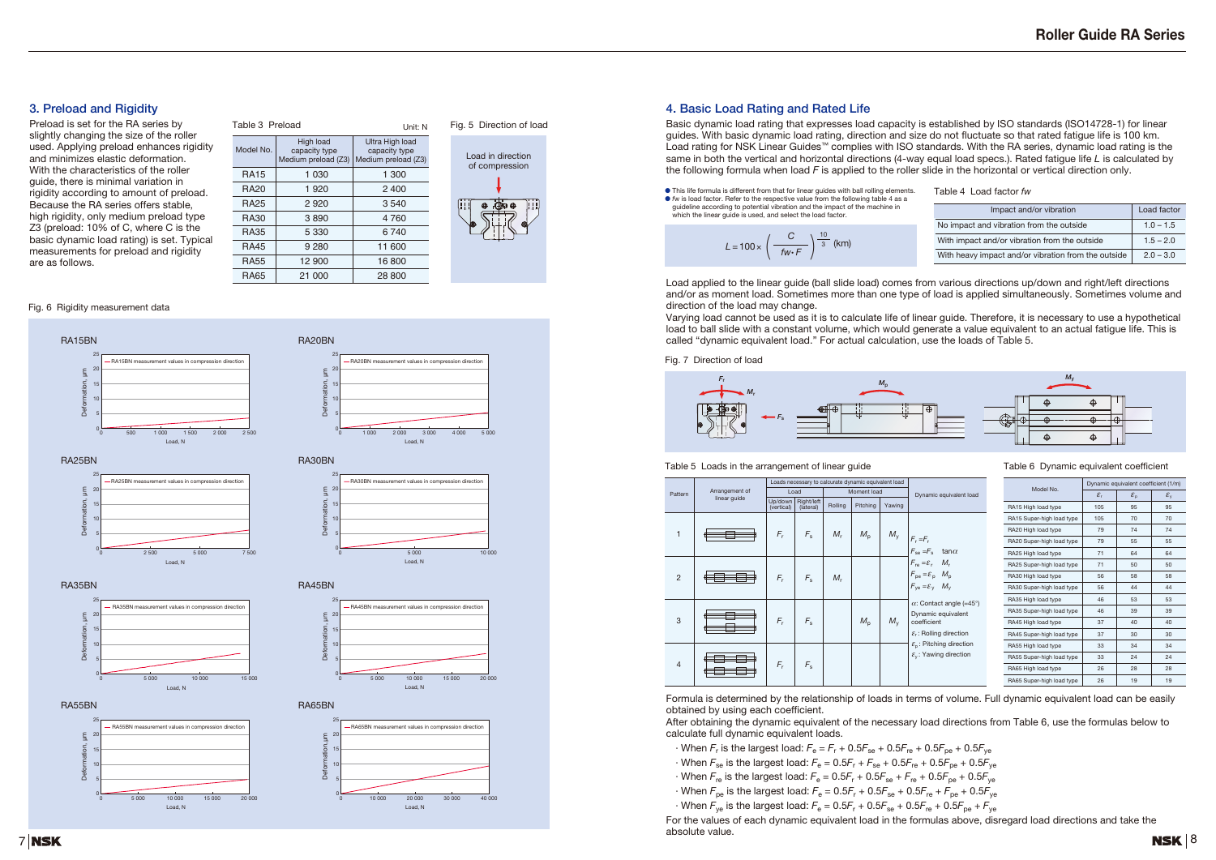## 3. Preload and Rigidity

Preload is set for the RA series by slightly changing the size of the roller used. Applying preload enhances rigidity and minimizes elastic deformation. With the characteristics of the roller guide, there is minimal variation in rigidity according to amount of preload. Because the RA series offers stable, high rigidity, only medium preload type Z3 (preload: 10% of C, where C is the basic dynamic load rating) is set. Typical measurements for preload and rigidity are as follows.

Table 3 Preload

Unit: N

| Model No. | High load capacity type Medium preload (Z3) | Ultra High load capacity type Medium preload (Z3) |
|---|---|---|
| RA15 | 1 030 | 1 300 |
| RA20 | 1 920 | 2 400 |
| RA25 | 2 920 | 3 540 |
| RA30 | 3 890 | 4 760 |
| RA35 | 5 330 | 6 740 |
| RA45 | 9 280 | 11 600 |
| RA55 | 12 900 | 16 800 |
| RA65 | 21 000 | 28 800 |

Fig. 5 Direction of load

Load in direction of compression

Fig. 6 Rigidity measurement data

RA15BN — RA15BN measurement values in compression direction (Deformation, μm vs. Load, N)

RA20BN — RA20BN measurement values in compression direction (Deformation, μm vs. Load, N)

RA25BN — RA25BN measurement values in compression direction (Deformation, μm vs. Load, N)

RA30BN — RA30BN measurement values in compression direction (Deformation, μm vs. Load, N)

RA35BN — RA35BN measurement values in compression direction (Deformation, μm vs. Load, N)

RA45BN — RA45BN measurement values in compression direction (Deformation, μm vs. Load, N)

RA55BN — RA55BN measurement values in compression direction (Deformation, μm vs. Load, N)

RA65BN — RA65BN measurement values in compression direction (Deformation, μm vs. Load, N)

## 4. Basic Load Rating and Rated Life

Basic dynamic load rating that expresses load capacity is established by ISO standards (ISO14728-1) for linear guides. With basic dynamic load rating, direction and size do not fluctuate so that rated fatigue life is 100 km. Load rating for NSK Linear Guides™ complies with ISO standards. With the RA series, dynamic load rating is the same in both the vertical and horizontal directions (4-way equal load specs.). Rated fatigue life *L* is calculated by the following formula when load *F* is applied to the roller slide in the horizontal or vertical direction only.

- This life formula is different from that for linear guides with ball rolling elements.
- $fw$ is load factor. Refer to the respective value from the following table 4 as a guideline according to potential vibration and the impact of the machine in which the linear guide is used, and select the load factor.

$$L = 100 \times \left( \frac{C}{fw \cdot F} \right)^{\frac{10}{3}} \text{ (km)}$$

Table 4 Load factor $fw$

| Impact and/or vibration | Load factor |
|---|---|
| No impact and vibration from the outside | 1.0 – 1.5 |
| With impact and/or vibration from the outside | 1.5 – 2.0 |
| With heavy impact and/or vibration from the outside | 2.0 – 3.0 |

Load applied to the linear guide (ball slide load) comes from various directions up/down and right/left directions and/or as moment load. Sometimes more than one type of load is applied simultaneously. Sometimes volume and direction of the load may change.

Varying load cannot be used as it is to calculate life of linear guide. Therefore, it is necessary to use a hypothetical load to ball slide with a constant volume, which would generate a value equivalent to an actual fatigue life. This is called "dynamic equivalent load." For actual calculation, use the loads of Table 5.

Fig. 7 Direction of load

$F_r$, $M_r$, $F_s$, $M_p$, $M_y$

Table 5 Loads in the arrangement of linear guide

| Pattern | Arrangement of linear guide | Loads necessary to calculate dynamic equivalent load: Load Up/down (vertical) | Load Right/left (lateral) | Moment load Rolling | Moment load Pitching | Moment load Yawing | Dynamic equivalent load |
|---|---|---|---|---|---|---|---|
| 1 | | $F_r$ | $F_s$ | $M_r$ | $M_p$ | $M_y$ | $F_r = F_r$ <br> $F_{se} = F_s \tan\alpha$ <br> $F_{re} = \varepsilon_r M_r$ <br> $F_{pe} = \varepsilon_p M_p$ <br> $F_{ye} = \varepsilon_y M_y$ <br> $\alpha$: Contact angle (=45°) <br> Dynamic equivalent coefficient <br> $\varepsilon_r$: Rolling direction <br> $\varepsilon_p$: Pitching direction <br> $\varepsilon_y$: Yawing direction |
| 2 | | $F_r$ | $F_s$ | $M_r$ | | | |
| 3 | | $F_r$ | $F_s$ | | $M_p$ | $M_y$ | |
| 4 | | $F_r$ | $F_s$ | | | | |

Table 6 Dynamic equivalent coefficient

| Model No. | Dynamic equivalent coefficient (1/m) $\varepsilon_r$ | $\varepsilon_p$ | $\varepsilon_y$ |
|---|---|---|---|
| RA15 High load type | 105 | 95 | 95 |
| RA15 Super-high load type | 105 | 70 | 70 |
| RA20 High load type | 79 | 74 | 74 |
| RA20 Super-high load type | 79 | 55 | 55 |
| RA25 High load type | 71 | 64 | 64 |
| RA25 Super-high load type | 71 | 50 | 50 |
| RA30 High load type | 56 | 58 | 58 |
| RA30 Super-high load type | 56 | 44 | 44 |
| RA35 High load type | 46 | 53 | 53 |
| RA35 Super-high load type | 46 | 39 | 39 |
| RA45 High load type | 37 | 40 | 40 |
| RA45 Super-high load type | 37 | 30 | 30 |
| RA55 High load type | 33 | 34 | 34 |
| RA55 Super-high load type | 33 | 24 | 24 |
| RA65 High load type | 26 | 28 | 28 |
| RA65 Super-high load type | 26 | 19 | 19 |

Formula is determined by the relationship of loads in terms of volume. Full dynamic equivalent load can be easily obtained by using each coefficient.

After obtaining the dynamic equivalent of the necessary load directions from Table 6, use the formulas below to calculate full dynamic equivalent loads.

- When $F_r$ is the largest load: $F_e = F_r + 0.5F_{se} + 0.5F_{re} + 0.5F_{pe} + 0.5F_{ye}$
- When $F_{se}$ is the largest load: $F_e = 0.5F_r + F_{se} + 0.5F_{re} + 0.5F_{pe} + 0.5F_{ye}$
- When $F_{re}$ is the largest load: $F_e = 0.5F_r + 0.5F_{se} + F_{re} + 0.5F_{pe} + 0.5F_{ye}$
- When $F_{pe}$ is the largest load: $F_e = 0.5F_r + 0.5F_{se} + 0.5F_{re} + F_{pe} + 0.5F_{ye}$
- When $F_{ye}$ is the largest load: $F_e = 0.5F_r + 0.5F_{se} + 0.5F_{re} + 0.5F_{pe} + F_{ye}$

For the values of each dynamic equivalent load in the formulas above, disregard load directions and take the absolute value.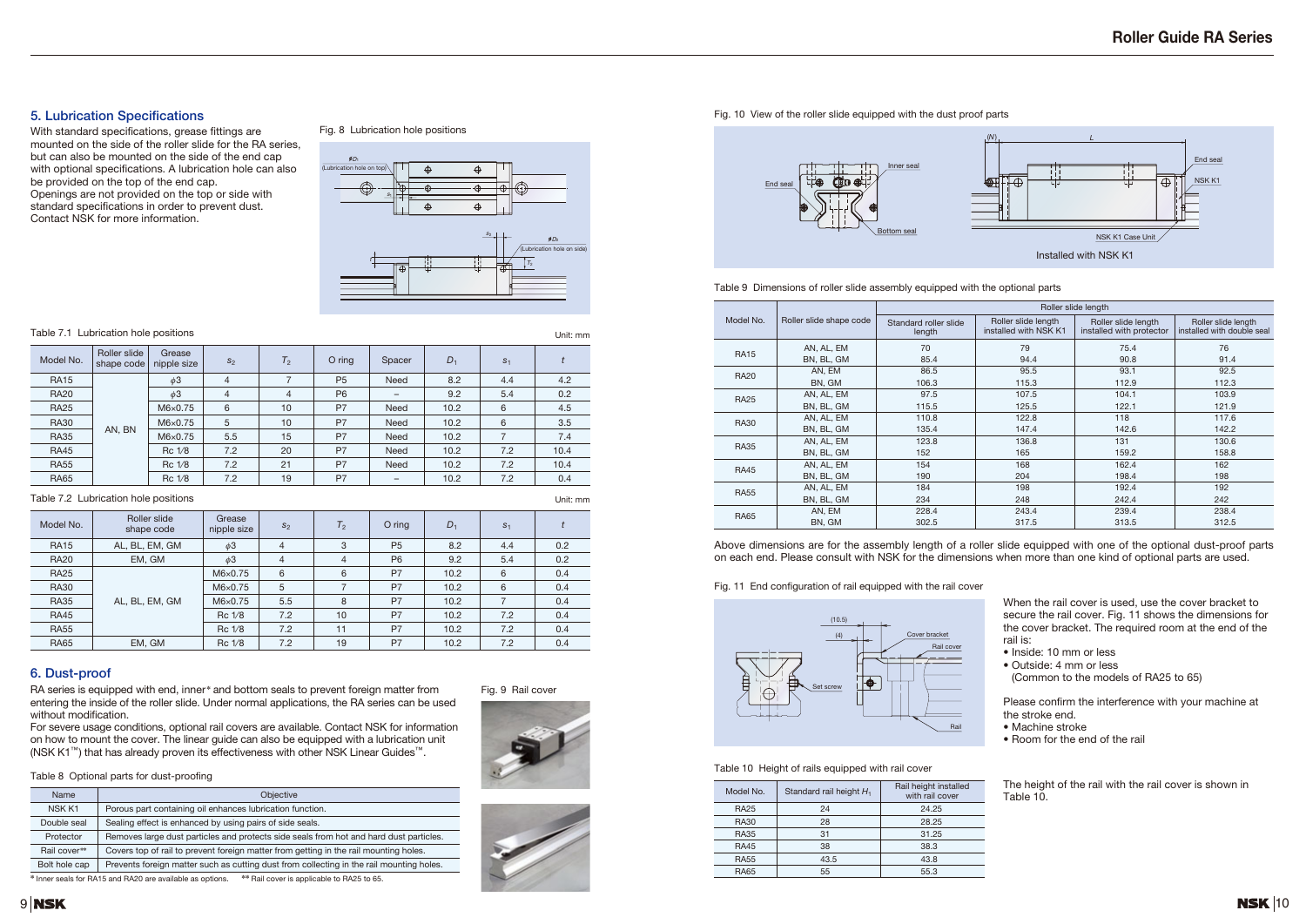## 5. Lubrication Specifications

With standard specifications, grease fittings are mounted on the side of the roller slide for the RA series, but can also be mounted on the side of the end cap with optional specifications. A lubrication hole can also be provided on the top of the end cap.
Openings are not provided on the top or side with standard specifications in order to prevent dust. Contact NSK for more information.

Fig. 8 Lubrication hole positions

Table 7.1 Lubrication hole positions

Unit: mm

| Model No. | Roller slide shape code | Grease nipple size | $s_2$ | $T_2$ | O ring | Spacer | $D_1$ | $s_1$ | $t$ |
|---|---|---|---|---|---|---|---|---|---|
| RA15 | AN, BN | $\phi$3 | 4 | 7 | P5 | Need | 8.2 | 4.4 | 4.2 |
| RA20 | | $\phi$3 | 4 | 4 | P6 | – | 9.2 | 5.4 | 0.2 |
| RA25 | | M6×0.75 | 6 | 10 | P7 | Need | 10.2 | 6 | 4.5 |
| RA30 | | M6×0.75 | 5 | 10 | P7 | Need | 10.2 | 6 | 3.5 |
| RA35 | | M6×0.75 | 5.5 | 15 | P7 | Need | 10.2 | 7 | 7.4 |
| RA45 | | Rc 1/8 | 7.2 | 20 | P7 | Need | 10.2 | 7.2 | 10.4 |
| RA55 | | Rc 1/8 | 7.2 | 21 | P7 | Need | 10.2 | 7.2 | 10.4 |
| RA65 | | Rc 1/8 | 7.2 | 19 | P7 | – | 10.2 | 7.2 | 0.4 |

Table 7.2 Lubrication hole positions

Unit: mm

| Model No. | Roller slide shape code | Grease nipple size | $s_2$ | $T_2$ | O ring | $D_1$ | $s_1$ | $t$ |
|---|---|---|---|---|---|---|---|---|
| RA15 | AL, BL, EM, GM | $\phi$3 | 4 | 3 | P5 | 8.2 | 4.4 | 0.2 |
| RA20 | EM, GM | $\phi$3 | 4 | 4 | P6 | 9.2 | 5.4 | 0.2 |
| RA25 | AL, BL, EM, GM | M6×0.75 | 6 | 6 | P7 | 10.2 | 6 | 0.4 |
| RA30 | | M6×0.75 | 5 | 7 | P7 | 10.2 | 6 | 0.4 |
| RA35 | | M6×0.75 | 5.5 | 8 | P7 | 10.2 | 7 | 0.4 |
| RA45 | | Rc 1/8 | 7.2 | 10 | P7 | 10.2 | 7.2 | 0.4 |
| RA55 | | Rc 1/8 | 7.2 | 11 | P7 | 10.2 | 7.2 | 0.4 |
| RA65 | EM, GM | Rc 1/8 | 7.2 | 19 | P7 | 10.2 | 7.2 | 0.4 |

## 6. Dust-proof

RA series is equipped with end, inner* and bottom seals to prevent foreign matter from entering the inside of the roller slide. Under normal applications, the RA series can be used without modification.
For severe usage conditions, optional rail covers are available. Contact NSK for information on how to mount the cover. The linear guide can also be equipped with a lubrication unit (NSK K1™) that has already proven its effectiveness with other NSK Linear Guides™.

Fig. 9 Rail cover

Table 8 Optional parts for dust-proofing

| Name | Objective |
|---|---|
| NSK K1 | Porous part containing oil enhances lubrication function. |
| Double seal | Sealing effect is enhanced by using pairs of side seals. |
| Protector | Removes large dust particles and protects side seals from hot and hard dust particles. |
| Rail cover** | Covers top of rail to prevent foreign matter from getting in the rail mounting holes. |
| Bolt hole cap | Prevents foreign matter such as cutting dust from collecting in the rail mounting holes. |

* Inner seals for RA15 and RA20 are available as options. ** Rail cover is applicable to RA25 to 65.

Fig. 10 View of the roller slide equipped with the dust proof parts

Table 9 Dimensions of roller slide assembly equipped with the optional parts

| Model No. | Roller slide shape code | Roller slide length | | | |
|---|---|---|---|---|---|
| | | Standard roller slide length | Roller slide length installed with NSK K1 | Roller slide length installed with protector | Roller slide length installed with double seal |
| RA15 | AN, AL, EM | 70 | 79 | 75.4 | 76 |
| | BN, BL, GM | 85.4 | 94.4 | 90.8 | 91.4 |
| RA20 | AN, EM | 86.5 | 95.5 | 93.1 | 92.5 |
| | BN, GM | 106.3 | 115.3 | 112.9 | 112.3 |
| RA25 | AN, AL, EM | 97.5 | 107.5 | 104.1 | 103.9 |
| | BN, BL, GM | 115.5 | 125.5 | 122.1 | 121.9 |
| RA30 | AN, AL, EM | 110.8 | 122.8 | 118 | 117.6 |
| | BN, BL, GM | 135.4 | 147.4 | 142.6 | 142.2 |
| RA35 | AN, AL, EM | 123.8 | 136.8 | 131 | 130.6 |
| | BN, BL, GM | 152 | 165 | 159.2 | 158.8 |
| RA45 | AN, AL, EM | 154 | 168 | 162.4 | 162 |
| | BN, BL, GM | 190 | 204 | 198.4 | 198 |
| RA55 | AN, AL, EM | 184 | 198 | 192.4 | 192 |
| | BN, BL, GM | 234 | 248 | 242.4 | 242 |
| RA65 | AN, EM | 228.4 | 243.4 | 239.4 | 238.4 |
| | BN, GM | 302.5 | 317.5 | 313.5 | 312.5 |

Above dimensions are for the assembly length of a roller slide equipped with one of the optional dust-proof parts on each end. Please consult with NSK for the dimensions when more than one kind of optional parts are used.

Fig. 11 End configuration of rail equipped with the rail cover

When the rail cover is used, use the cover bracket to secure the rail cover. Fig. 11 shows the dimensions for the cover bracket. The required room at the end of the rail is:

- Inside: 10 mm or less
- Outside: 4 mm or less
  (Common to the models of RA25 to 65)

Please confirm the interference with your machine at the stroke end.

- Machine stroke
- Room for the end of the rail

Table 10 Height of rails equipped with rail cover

| Model No. | Standard rail height $H_1$ | Rail height installed with rail cover |
|---|---|---|
| RA25 | 24 | 24.25 |
| RA30 | 28 | 28.25 |
| RA35 | 31 | 31.25 |
| RA45 | 38 | 38.3 |
| RA55 | 43.5 | 43.8 |
| RA65 | 55 | 55.3 |

The height of the rail with the rail cover is shown in Table 10.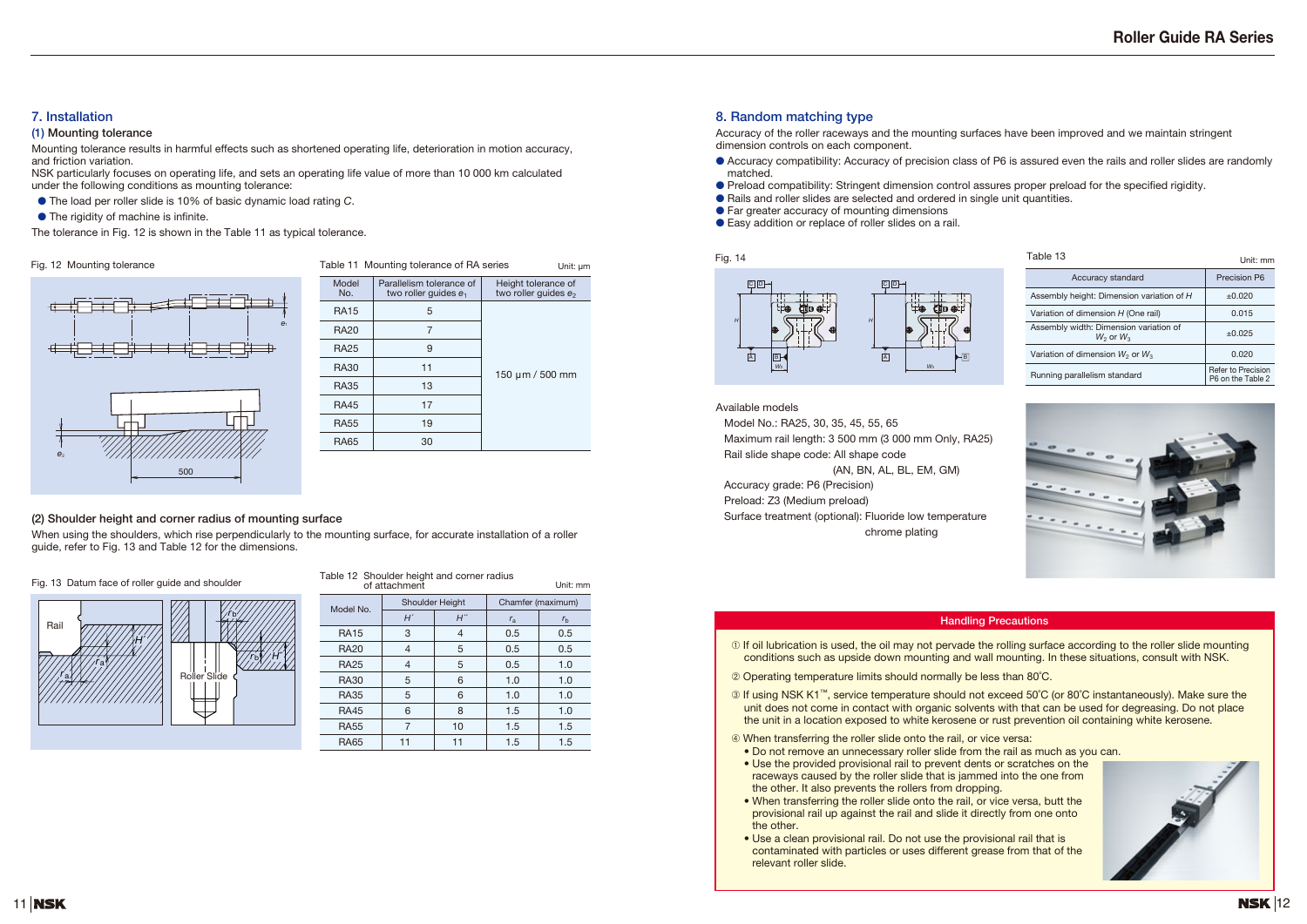## 7. Installation

### (1) Mounting tolerance

Mounting tolerance results in harmful effects such as shortened operating life, deterioration in motion accuracy, and friction variation.
NSK particularly focuses on operating life, and sets an operating life value of more than 10 000 km calculated under the following conditions as mounting tolerance:

- The load per roller slide is 10% of basic dynamic load rating *C*.
- The rigidity of machine is infinite.

The tolerance in Fig. 12 is shown in the Table 11 as typical tolerance.

Fig. 12 Mounting tolerance

Table 11 Mounting tolerance of RA series — Unit: μm

| Model No. | Parallelism tolerance of two roller guides $e_1$ | Height tolerance of two roller guides $e_2$ |
|---|---|---|
| RA15 | 5 | 150 μm / 500 mm |
| RA20 | 7 | |
| RA25 | 9 | |
| RA30 | 11 | |
| RA35 | 13 | |
| RA45 | 17 | |
| RA55 | 19 | |
| RA65 | 30 | |

### (2) Shoulder height and corner radius of mounting surface

When using the shoulders, which rise perpendicularly to the mounting surface, for accurate installation of a roller guide, refer to Fig. 13 and Table 12 for the dimensions.

Fig. 13 Datum face of roller guide and shoulder

Table 12 Shoulder height and corner radius of attachment — Unit: mm

| Model No. | Shoulder Height | | Chamfer (maximum) | |
|---|---|---|---|---|
| | $H'$ | $H''$ | $r_a$ | $r_b$ |
| RA15 | 3 | 4 | 0.5 | 0.5 |
| RA20 | 4 | 5 | 0.5 | 0.5 |
| RA25 | 4 | 5 | 0.5 | 1.0 |
| RA30 | 5 | 6 | 1.0 | 1.0 |
| RA35 | 5 | 6 | 1.0 | 1.0 |
| RA45 | 6 | 8 | 1.5 | 1.0 |
| RA55 | 7 | 10 | 1.5 | 1.5 |
| RA65 | 11 | 11 | 1.5 | 1.5 |

## 8. Random matching type

Accuracy of the roller raceways and the mounting surfaces have been improved and we maintain stringent dimension controls on each component.

- Accuracy compatibility: Accuracy of precision class of P6 is assured even the rails and roller slides are randomly matched.
- Preload compatibility: Stringent dimension control assures proper preload for the specified rigidity.
- Rails and roller slides are selected and ordered in single unit quantities.
- Far greater accuracy of mounting dimensions
- Easy addition or replace of roller slides on a rail.

Fig. 14

Table 13 — Unit: mm

| Accuracy standard | Precision P6 |
|---|---|
| Assembly height: Dimension variation of *H* | ±0.020 |
| Variation of dimension *H* (One rail) | 0.015 |
| Assembly width: Dimension variation of $W_2$ or $W_3$ | ±0.025 |
| Variation of dimension $W_2$ or $W_3$ | 0.020 |
| Running parallelism standard | Refer to Precision P6 on the Table 2 |

Available models

Model No.: RA25, 30, 35, 45, 55, 65
Maximum rail length: 3 500 mm (3 000 mm Only, RA25)
Rail slide shape code: All shape code (AN, BN, AL, BL, EM, GM)
Accuracy grade: P6 (Precision)
Preload: Z3 (Medium preload)
Surface treatment (optional): Fluoride low temperature chrome plating

### Handling Precautions

① If oil lubrication is used, the oil may not pervade the rolling surface according to the roller slide mounting conditions such as upside down mounting and wall mounting. In these situations, consult with NSK.

② Operating temperature limits should normally be less than 80˚C.

③ If using NSK K1™, service temperature should not exceed 50˚C (or 80˚C instantaneously). Make sure the unit does not come in contact with organic solvents with that can be used for degreasing. Do not place the unit in a location exposed to white kerosene or rust prevention oil containing white kerosene.

④ When transferring the roller slide onto the rail, or vice versa:
- Do not remove an unnecessary roller slide from the rail as much as you can.
- Use the provided provisional rail to prevent dents or scratches on the raceways caused by the roller slide that is jammed into the one from the other. It also prevents the rollers from dropping.
- When transferring the roller slide onto the rail, or vice versa, butt the provisional rail up against the rail and slide it directly from one onto the other.
- Use a clean provisional rail. Do not use the provisional rail that is contaminated with particles or uses different grease from that of the relevant roller slide.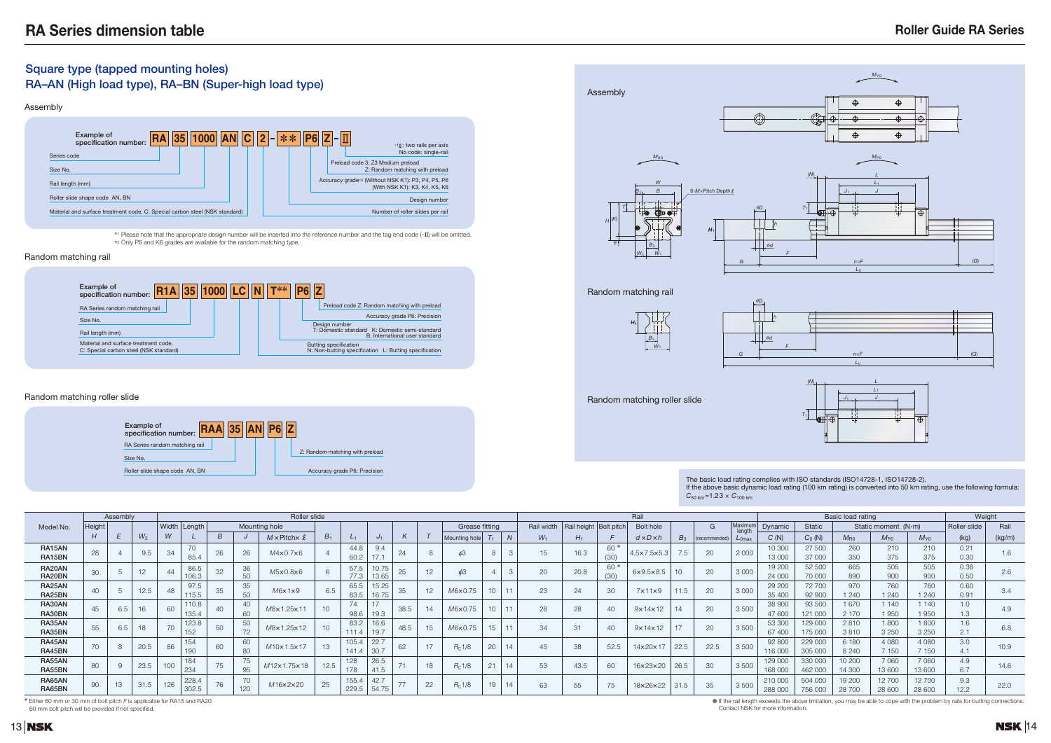# RA Series dimension table

## Square type (tapped mounting holes)
## RA–AN (High load type), RA–BN (Super-high load type)

### Assembly

Example of specification number: RA 35 1000 AN C 2 - ** P6 Z - II

- Series code: RA
- Size No.: 35
- Rail length (mm): 1000
- Roller slide shape code AN, BN
- Material and surface treatment code, C: Special carbon steel (NSK standard)
- Number of roller slides per rail: 2
- Design number: **
- Accuracy grade*2 (Without NSK K1): P3, P4, P5, P6 (With NSK K1): K3, K4, K5, K6
- Preload code 3: Z3 Medium preload; Z: Random matching with preload
- *1 II: two rails per axis; No code: single-rail

*1 Please note that the appropriate design number will be inserted into the reference number and the tag end code (-II) will be omitted.
*2 Only P6 and K6 grades are available for the random matching type.

### Random matching rail

Example of specification number: R1A 35 1000 LC N T** P6 Z

- RA Series random matching rail: R1A
- Size No.: 35
- Rail length (mm): 1000
- Material and surface treatment code, C: Special carbon steel (NSK standard)
- Butting specification N: Non-butting specification L: Butting specification
- Design number T: Domestic standard K: Domestic semi-standard B: International user standard
- Accuracy grade P6: Precision
- Preload code Z: Random matching with preload

### Random matching roller slide

Example of specification number: RAA 35 AN P6 Z

- RA Series random matching rail: RAA
- Size No.: 35
- Roller slide shape code AN, BN
- Accuracy grade P6: Precision
- Z: Random matching with preload

The basic load rating complies with ISO standards (ISO14728-1, ISO14728-2).
If the above basic dynamic load rating (100 km rating) is converted into 50 km rating, use the following formula: $C_{50\,km} = 1.23 \times C_{100\,km}$

| Model No. | Assembly | | | Roller slide | | | | | | | | | | | | Rail | | | | | | | Basic load rating | | | | | Weight | |
|---|---|---|---|---|---|---|---|---|---|---|---|---|---|---|---|---|---|---|---|---|---|---|---|---|---|---|---|---|---|
| | Height | | | Width | Length | Mounting hole | | | | | | | | Grease fitting | | | Rail width | Rail height | Bolt pitch | Bolt hole | | G | Maximum length | Dynamic | Static | Static moment (N·m) | | | Roller slide | Rail |
| | $H$ | $E$ | $W_2$ | $W$ | $L$ | $B$ | $J$ | $M \times$ Pitch$\times \ell$ | $B_1$ | $L_1$ | $J_1$ | $K$ | $T$ | Mounting hole | $T_1$ | $N$ | $W_1$ | $H_1$ | $F$ | $d \times D \times h$ | $B_3$ | (recommended) | $L_{0max}$ | $C$ (N) | $C_0$ (N) | $M_{R0}$ | $M_{P0}$ | $M_{Y0}$ | (kg) | (kg/m) |
| RA15AN | 28 | 4 | 9.5 | 34 | 70 | 26 | 26 | M4×0.7×6 | 4 | 44.8 | 9.4 | 24 | 8 | φ3 | 8 | 3 | 15 | 16.3 | 60 * | 4.5×7.5×5.3 | 7.5 | 20 | 2 000 | 10 300 | 27 500 | 260 | 210 | 210 | 0.21 | 1.6 |
| RA15BN | | | | | 85.4 | | | | | 60.2 | 17.1 | | | | | | | | (30) | | | | | 13 000 | 37 000 | 350 | 375 | 375 | 0.30 | |
| RA20AN | 30 | 5 | 12 | 44 | 86.5 | 32 | 36 | M5×0.8×6 | 6 | 57.5 | 10.75 | 25 | 12 | φ3 | 4 | 3 | 20 | 20.8 | 60 * | 6×9.5×8.5 | 10 | 20 | 3 000 | 19 200 | 52 500 | 665 | 505 | 505 | 0.38 | 2.6 |
| RA20BN | | | | | 106.3 | | 50 | | | 77.3 | 13.65 | | | | | | | | (30) | | | | | 24 000 | 70 000 | 890 | 900 | 900 | 0.50 | |
| RA25AN | 40 | 5 | 12.5 | 48 | 97.5 | 35 | 35 | M6×1×9 | 6.5 | 65.5 | 15.25 | 35 | 12 | M6×0.75 | 10 | 11 | 23 | 24 | 30 | 7×11×9 | 11.5 | 20 | 3 000 | 29 200 | 72 700 | 970 | 760 | 760 | 0.60 | 3.4 |
| RA25BN | | | | | 115.5 | | 50 | | | 83.5 | 16.75 | | | | | | | | | | | | | 35 400 | 92 900 | 1 240 | 1 240 | 1 240 | 0.91 | |
| RA30AN | 45 | 6.5 | 16 | 60 | 110.8 | 40 | 40 | M8×1.25×11 | 10 | 74 | 17 | 38.5 | 14 | M6×0.75 | 10 | 11 | 28 | 28 | 40 | 9×14×12 | 14 | 20 | 3 500 | 38 900 | 93 500 | 1 670 | 1 140 | 1 140 | 1.0 | 4.9 |
| RA30BN | | | | | 135.4 | | 60 | | | 98.6 | 19.3 | | | | | | | | | | | | | 47 600 | 121 000 | 2 170 | 1 950 | 1 950 | 1.3 | |
| RA35AN | 55 | 6.5 | 18 | 70 | 123.8 | 50 | 50 | M8×1.25×12 | 10 | 83.2 | 16.6 | 48.5 | 15 | M6×0.75 | 15 | 11 | 34 | 31 | 40 | 9×14×12 | 17 | 20 | 3 500 | 53 300 | 129 000 | 2 810 | 1 800 | 1 800 | 1.6 | 6.8 |
| RA35BN | | | | | 152 | | 72 | | | 111.4 | 19.7 | | | | | | | | | | | | | 67 400 | 175 000 | 3 810 | 3 250 | 3 250 | 2.1 | |
| RA45AN | 70 | 8 | 20.5 | 86 | 154 | 60 | 60 | M10×1.5×17 | 13 | 105.4 | 22.7 | 62 | 17 | $R_c$1/8 | 20 | 14 | 45 | 38 | 52.5 | 14×20×17 | 22.5 | 22.5 | 3 500 | 92 800 | 229 000 | 6 180 | 4 080 | 4 080 | 3.0 | 10.9 |
| RA45BN | | | | | 190 | | 80 | | | 141.4 | 30.7 | | | | | | | | | | | | | 116 000 | 305 000 | 8 240 | 7 150 | 7 150 | 4.1 | |
| RA55AN | 80 | 9 | 23.5 | 100 | 184 | 75 | 75 | M12×1.75×18 | 12.5 | 128 | 26.5 | 71 | 18 | $R_c$1/8 | 21 | 14 | 53 | 43.5 | 60 | 16×23×20 | 26.5 | 30 | 3 500 | 129 000 | 330 000 | 10 200 | 7 060 | 7 060 | 4.9 | 14.6 |
| RA55BN | | | | | 234 | | 95 | | | 178 | 41.5 | | | | | | | | | | | | | 168 000 | 462 000 | 14 300 | 13 600 | 13 600 | 6.7 | |
| RA65AN | 90 | 13 | 31.5 | 126 | 228.4 | 76 | 70 | M16×2×20 | 25 | 155.4 | 42.7 | 77 | 22 | $R_c$1/8 | 19 | 14 | 63 | 55 | 75 | 18×26×22 | 31.5 | 35 | 3 500 | 210 000 | 504 000 | 19 200 | 12 700 | 12 700 | 9.3 | 22.0 |
| RA65BN | | | | | 302.5 | | 120 | | | 229.5 | 54.75 | | | | | | | | | | | | | 288 000 | 756 000 | 28 700 | 28 600 | 28 600 | 12.2 | |

* Either 60 mm or 30 mm of bolt pitch $F$ is applicable for RA15 and RA20.
60 mm bolt pitch will be provided if not specified.

● If the rail length exceeds the above limitation, you may be able to cope with the problem by rails for butting connections. Contact NSK for more information.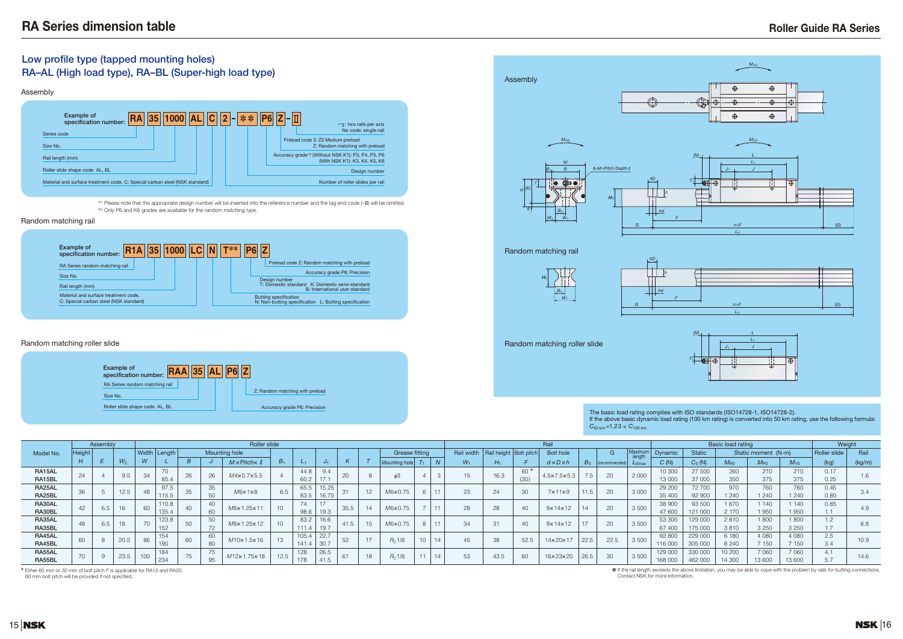# RA Series dimension table

## Low profile type (tapped mounting holes)
## RA–AL (High load type), RA–BL (Super-high load type)

### Assembly

Example of specification number: RA 35 1000 AL C 2 - ** P6 Z - II

- Series code
- Size No.
- Rail length (mm)
- Roller slide shape code AL, BL
- Material and surface treatment code, C: Special carbon steel (NSK standard)
- Number of roller slides per rail
- Design number
- Accuracy grade[*2] (Without NSK K1): P3, P4, P5, P6 (With NSK K1): K3, K4, K5, K6
- Preload code 3: Z3 Medium preload / Z: Random matching with preload
- [*1] II: two rails per axis / No code: single-rail

[*1] Please note that the appropriate design number will be inserted into the reference number and the tag end code (-II) will be omitted.
[*2] Only P6 and K6 grades are available for the random matching type.

### Random matching rail

Example of specification number: R1A 35 1000 LC N T** P6 Z

- RA Series random matching rail
- Size No.
- Rail length (mm)
- Material and surface treatment code, C: Special carbon steel (NSK standard)
- Butting specification N: Non-butting specification L: Butting specification
- Design number T: Domestic standard K: Domestic semi-standard B: International user standard
- Accuracy grade P6: Precision
- Preload code Z: Random matching with preload

### Random matching roller slide

Example of specification number: RAA 35 AL P6 Z

- RA Series random matching rail
- Size No.
- Roller slide shape code AL, BL
- Accuracy grade P6: Precision
- Z: Random matching with preload

The basic load rating complies with ISO standards (ISO14728-1, ISO14728-2).
If the above basic dynamic load rating (100 km rating) is converted into 50 km rating, use the following formula: $C_{50\,km} = 1.23 \times C_{100\,km}$

Unit: mm

| Model No. | Assembly Height $H$ | $E$ | $W_2$ | Roller slide Width $W$ | Length $L$ | Mounting hole $B$ | $J$ | $M \times$ Pitch $\times \ell$ | $B_1$ | $L_1$ | $J_1$ | $K$ | $T$ | Grease fitting Mounting hole | $T_1$ | $N$ | Rail width $W_1$ | Rail height $H_1$ | Bolt pitch $F$ | Bolt hole $d \times D \times h$ | $B_3$ | $G$ (recommended) | Maximum length $L_{0max}$ | Dynamic $C$ (N) | Static $C_0$ (N) | $M_{R0}$ (N·m) | $M_{P0}$ (N·m) | $M_{Y0}$ (N·m) | Roller slide (kg) | Rail (kg/m) |
|---|---|---|---|---|---|---|---|---|---|---|---|---|---|---|---|---|---|---|---|---|---|---|---|---|---|---|---|---|---|---|
| RA15AL / RA15BL | 24 | 4 | 9.5 | 34 | 70 / 85.4 | 26 | 26 | M4×0.7×5.5 | 4 | 44.8 / 60.2 | 9.4 / 17.1 | 20 | 8 | φ3 | 4 | 3 | 15 | 16.3 | 60 * (30) | 4.5×7.5×5.3 | 7.5 | 20 | 2 000 | 10 300 / 13 000 | 27 500 / 37 000 | 260 / 350 | 210 / 375 | 210 / 375 | 0.17 / 0.25 | 1.6 |
| RA25AL / RA25BL | 36 | 5 | 12.5 | 48 | 97.5 / 115.5 | 35 | 35 / 50 | M6×1×8 | 6.5 | 65.5 / 83.5 | 15.25 / 16.75 | 31 | 12 | M6×0.75 | 6 | 11 | 23 | 24 | 30 | 7×11×9 | 11.5 | 20 | 3 000 | 29 200 / 35 400 | 72 700 / 92 900 | 970 / 1 240 | 760 / 1 240 | 760 / 1 240 | 0.45 / 0.80 | 3.4 |
| RA30AL / RA30BL | 42 | 6.5 | 16 | 60 | 110.8 / 135.4 | 40 | 40 / 60 | M8×1.25×11 | 10 | 74 / 98.6 | 17 / 19.3 | 35.5 | 14 | M6×0.75 | 7 | 11 | 28 | 28 | 40 | 9×14×12 | 14 | 20 | 3 500 | 38 900 / 47 600 | 93 500 / 121 000 | 1 670 / 2 170 | 1 140 / 1 950 | 1 140 / 1 950 | 0.85 / 1.1 | 4.9 |
| RA35AL / RA35BL | 48 | 6.5 | 18 | 70 | 123.8 / 152 | 50 | 50 / 72 | M8×1.25×12 | 10 | 83.2 / 111.4 | 16.6 / 19.7 | 41.5 | 15 | M6×0.75 | 8 | 11 | 34 | 31 | 40 | 9×14×12 | 17 | 20 | 3 500 | 53 300 / 67 400 | 129 000 / 175 000 | 2 810 / 3 810 | 1 800 / 3 250 | 1 800 / 3 250 | 1.2 / 1.7 | 6.8 |
| RA45AL / RA45BL | 60 | 8 | 20.5 | 86 | 154 / 190 | 60 | 60 / 80 | M10×1.5×16 | 13 | 105.4 / 141.4 | 22.7 / 30.7 | 52 | 17 | $R_c$1/8 | 10 | 14 | 45 | 38 | 52.5 | 14×20×17 | 22.5 | 22.5 | 3 500 | 92 800 / 116 000 | 229 000 / 305 000 | 6 180 / 8 240 | 4 080 / 7 150 | 4 080 / 7 150 | 2.5 / 3.4 | 10.9 |
| RA55AL / RA55BL | 70 | 9 | 23.5 | 100 | 184 / 234 | 75 | 75 / 95 | M12×1.75×18 | 12.5 | 128 / 178 | 26.5 / 41.5 | 61 | 18 | $R_c$1/8 | 11 | 14 | 53 | 43.5 | 60 | 16×23×20 | 26.5 | 30 | 3 500 | 129 000 / 168 000 | 330 000 / 462 000 | 10 200 / 14 300 | 7 060 / 13 600 | 7 060 / 13 600 | 4.1 / 5.7 | 14.6 |

\* Either 60 mm or 30 mm of bolt pitch $F$ is applicable for RA15 and RA20. 60 mm bolt pitch will be provided if not specified.

● If the rail length exceeds the above limitation, you may be able to cope with the problem by rails for butting connections. Contact NSK for more information.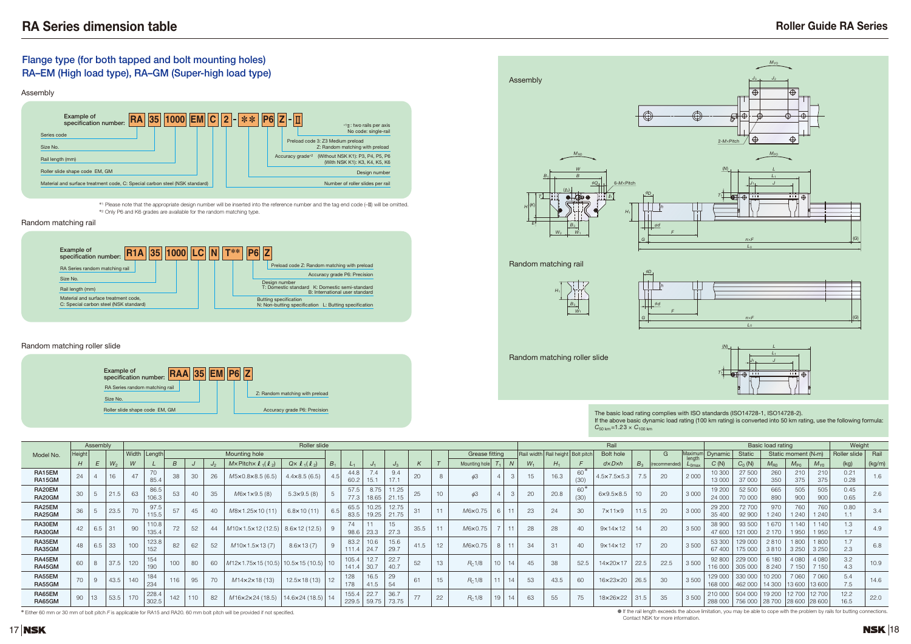# RA Series dimension table

## Roller Guide RA Series

### Flange type (for both tapped and bolt mounting holes)
### RA–EM (High load type), RA–GM (Super-high load type)

Assembly

Example of specification number: **RA 35 1000 EM C 2 - ＊＊ P6 Z - II**

- Series code
- Size No.
- Rail length (mm)
- Roller slide shape code EM, GM
- Material and surface treatment code, C: Special carbon steel (NSK standard)
- Number of roller slides per rail
- Design number
- Accuracy grade[*2] (Without NSK K1): P3, P4, P5, P6 (With NSK K1): K3, K4, K5, K6
- Preload code 3: Z3 Medium preload; Z: Random matching with preload
- [*1] II: two rails per axis; No code: single-rail

[*1] Please note that the appropriate design number will be inserted into the reference number and the tag end code (–II) will be omitted.
[*2] Only P6 and K6 grades are available for the random matching type.

Random matching rail

Example of specification number: **R1A 35 1000 LC N T＊＊ P6 Z**

- RA Series random matching rail
- Size No.
- Rail length (mm)
- Material and surface treatment code, C: Special carbon steel (NSK standard)
- Butting specification N: Non-butting specification L: Butting specification
- Design number T: Domestic standard K: Domestic semi-standard B: International user standard
- Accuracy grade P6: Precision
- Preload code Z: Random matching with preload

Random matching roller slide

Example of specification number: **RAA 35 EM P6 Z**

- RA Series random matching rail
- Size No.
- Roller slide shape code EM, GM
- Accuracy grade P6: Precision
- Z: Random matching with preload

Assembly

Random matching rail

Random matching roller slide

The basic load rating complies with ISO standards (ISO14728-1, ISO14728-2).
If the above basic dynamic load rating (100 km rating) is converted into 50 km rating, use the following formula: $C_{50\,km} = 1.23 \times C_{100\,km}$

| Model No. | Assembly | | | Roller slide | | | | | | | | | | | | | | | | Rail | | | | | | | Basic load rating | | | | | Weight | |
|---|---|---|---|---|---|---|---|---|---|---|---|---|---|---|---|---|---|---|---|---|---|---|---|---|---|---|---|---|---|---|---|---|---|
| | Height | | | Width | Length | Mounting hole | | | | | | | | | | | Grease fitting | | | Rail width | Rail height | Bolt pitch | Bolt hole | | G | Maximum length | Dynamic | Static | Static moment (N·m) | | | Roller slide | Rail |
| | $H$ | $E$ | $W_2$ | $W$ | $L$ | $B$ | $J$ | $J_2$ | $M$×Pitch×$\ell_1$($\ell_2$) | $Q$×$\ell_1$($\ell_2$) | $B_1$ | $L_1$ | $J_1$ | $J_3$ | $K$ | $T$ | Mounting hole | $T_1$ | $N$ | $W_1$ | $H_1$ | $F$ | $d$×$D$×$h$ | $B_3$ | (recommended) | $L_{0max}$ | $C$ (N) | $C_0$ (N) | $M_{R0}$ | $M_{P0}$ | $M_{Y0}$ | (kg) | (kg/m) |
| RA15EM<br>RA15GM | 24 | 4 | 16 | 47 | 70<br>85.4 | 38 | 30 | 26 | M5×0.8×8.5 (6.5) | 4.4×8.5 (6.5) | 4.5 | 44.8<br>60.2 | 7.4<br>15.1 | 9.4<br>17.1 | 20 | 8 | φ3 | 4 | 3 | 15 | 16.3 | 60*<br>(30) | 4.5×7.5×5.3 | 7.5 | 20 | 2 000 | 10 300<br>13 000 | 27 500<br>37 000 | 260<br>350 | 210<br>375 | 210<br>375 | 0.21<br>0.28 | 1.6 |
| RA20EM<br>RA20GM | 30 | 5 | 21.5 | 63 | 86.5<br>106.3 | 53 | 40 | 35 | M6×1×9.5 (8) | 5.3×9.5 (8) | 5 | 57.5<br>77.3 | 8.75<br>18.65 | 11.25<br>21.15 | 25 | 10 | φ3 | 4 | 3 | 20 | 20.8 | 60*<br>(30) | 6×9.5×8.5 | 10 | 20 | 3 000 | 19 200<br>24 000 | 52 500<br>70 000 | 665<br>890 | 505<br>900 | 505<br>900 | 0.45<br>0.65 | 2.6 |
| RA25EM<br>RA25GM | 36 | 5 | 23.5 | 70 | 97.5<br>115.5 | 57 | 45 | 40 | M8×1.25×10 (11) | 6.8×10 (11) | 6.5 | 65.5<br>83.5 | 10.25<br>19.25 | 12.75<br>21.75 | 31 | 11 | M6×0.75 | 6 | 11 | 23 | 24 | 30 | 7×11×9 | 11.5 | 20 | 3 000 | 29 200<br>35 400 | 72 700<br>92 900 | 970<br>1 240 | 760<br>1 240 | 760<br>1 240 | 0.80<br>1.1 | 3.4 |
| RA30EM<br>RA30GM | 42 | 6.5 | 31 | 90 | 110.8<br>135.4 | 72 | 52 | 44 | M10×1.5×12 (12.5) | 8.6×12 (12.5) | 9 | 74<br>98.6 | 11<br>23.3 | 15<br>27.3 | 35.5 | 11 | M6×0.75 | 7 | 11 | 28 | 28 | 40 | 9×14×12 | 14 | 20 | 3 500 | 38 900<br>47 600 | 93 500<br>121 000 | 1 670<br>2 170 | 1 140<br>1 950 | 1 140<br>1 950 | 1.3<br>1.7 | 4.9 |
| RA35EM<br>RA35GM | 48 | 6.5 | 33 | 100 | 123.8<br>152 | 82 | 62 | 52 | M10×1.5×13 (7) | 8.6×13 (7) | 9 | 83.2<br>111.4 | 10.6<br>24.7 | 15.6<br>29.7 | 41.5 | 12 | M6×0.75 | 8 | 11 | 34 | 31 | 40 | 9×14×12 | 17 | 20 | 3 500 | 53 300<br>67 400 | 129 000<br>175 000 | 2 810<br>3 810 | 1 800<br>3 250 | 1 800<br>3 250 | 1.7<br>2.3 | 6.8 |
| RA45EM<br>RA45GM | 60 | 8 | 37.5 | 120 | 154<br>190 | 100 | 80 | 60 | M12×1.75×15 (10.5) | 10.5×15 (10.5) | 10 | 105.4<br>141.4 | 12.7<br>30.7 | 22.7<br>40.7 | 52 | 13 | $R_C$1/8 | 10 | 14 | 45 | 38 | 52.5 | 14×20×17 | 22.5 | 22.5 | 3 500 | 92 800<br>116 000 | 229 000<br>305 000 | 6 180<br>8 240 | 4 080<br>7 150 | 4 080<br>7 150 | 3.2<br>4.3 | 10.9 |
| RA55EM<br>RA55GM | 70 | 9 | 43.5 | 140 | 184<br>234 | 116 | 95 | 70 | M14×2×18 (13) | 12.5×18 (13) | 12 | 128<br>178 | 16.5<br>41.5 | 29<br>54 | 61 | 15 | $R_C$1/8 | 11 | 14 | 53 | 43.5 | 60 | 16×23×20 | 26.5 | 30 | 3 500 | 129 000<br>168 000 | 330 000<br>462 000 | 10 200<br>14 300 | 7 060<br>13 600 | 7 060<br>13 600 | 5.4<br>7.5 | 14.6 |
| RA65EM<br>RA65GM | 90 | 13 | 53.5 | 170 | 228.4<br>302.5 | 142 | 110 | 82 | M16×2×24 (18.5) | 14.6×24 (18.5) | 14 | 155.4<br>229.5 | 22.7<br>59.75 | 36.7<br>73.75 | 77 | 22 | $R_C$1/8 | 19 | 14 | 63 | 55 | 75 | 18×26×22 | 31.5 | 35 | 3 500 | 210 000<br>288 000 | 504 000<br>756 000 | 19 200<br>28 700 | 12 700<br>28 600 | 12 700<br>28 600 | 12.2<br>16.5 | 22.0 |

\* Either 60 mm or 30 mm of bolt pitch $F$ is applicable for RA15 and RA20. 60 mm bolt pitch will be provided if not specified.

● If the rail length exceeds the above limitation, you may be able to cope with the problem by rails for butting connections. Contact NSK for more information.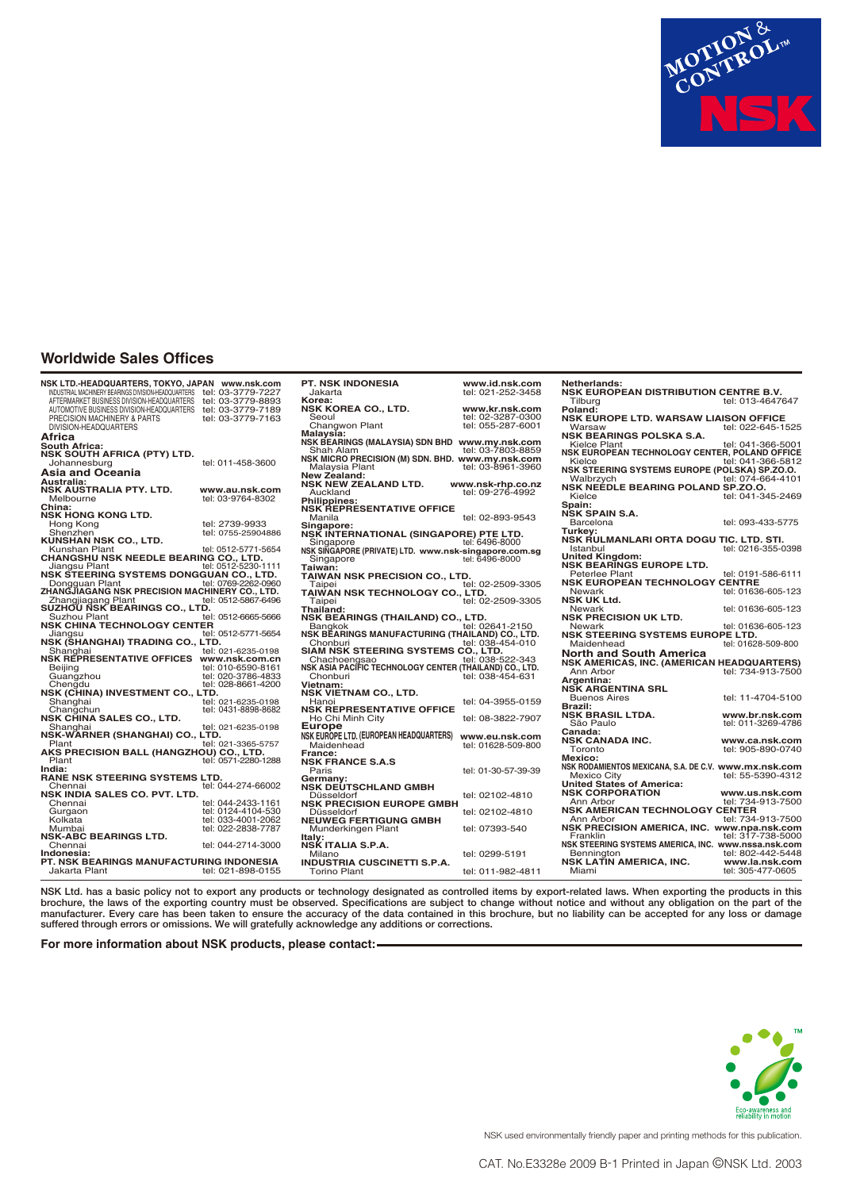MOTION & CONTROL™

NSK

## Worldwide Sales Offices

**NSK LTD.-HEADQUARTERS, TOKYO, JAPAN** www.nsk.com
INDUSTRIAL MACHINERY BEARINGS DIVISION-HEADQUARTERS tel: 03-3779-7227
AFTERMARKET BUSINESS DIVISION-HEADQUARTERS tel: 03-3779-8893
AUTOMOTIVE BUSINESS DIVISION-HEADQUARTERS tel: 03-3779-7189
PRECISION MACHINERY & PARTS DIVISION-HEADQUARTERS tel: 03-3779-7163

### Africa

**South Africa:**
**NSK SOUTH AFRICA (PTY) LTD.**
Johannesburg tel: 011-458-3600

### Asia and Oceania

**Australia:**
**NSK AUSTRALIA PTY. LTD.** www.au.nsk.com
Melbourne tel: 03-9764-8302

**China:**
**NSK HONG KONG LTD.**
Hong Kong tel: 2739-9933
Shenzhen tel: 0755-25904886
**KUNSHAN NSK CO., LTD.**
Kunshan Plant tel: 0512-5771-5654
**CHANGSHU NSK NEEDLE BEARING CO., LTD.**
Jiangsu Plant tel: 0512-5230-1111
**NSK STEERING SYSTEMS DONGGUAN CO., LTD.**
Dongguan Plant tel: 0769-2262-0960
**ZHANGJIAGANG NSK PRECISION MACHINERY CO., LTD.**
Zhangjiagang Plant tel: 0512-5867-6496
**SUZHOU NSK BEARINGS CO., LTD.**
Suzhou Plant tel: 0512-6665-5666
**NSK CHINA TECHNOLOGY CENTER**
Jiangsu tel: 0512-5771-5654
**NSK (SHANGHAI) TRADING CO., LTD.**
Shanghai tel: 021-6235-0198
**NSK REPRESENTATIVE OFFICES** www.nsk.com.cn
Beijing tel: 010-6590-8161
Guangzhou tel: 020-3786-4833
Chengdu tel: 028-8661-4200
**NSK (CHINA) INVESTMENT CO., LTD.**
Shanghai tel: 021-6235-0198
Changchun tel: 0431-8898-8682
**NSK CHINA SALES CO., LTD.**
Shanghai tel: 021-6235-0198
**NSK-WARNER (SHANGHAI) CO., LTD.**
Plant tel: 021-3365-5757
**AKS PRECISION BALL (HANGZHOU) CO., LTD.**
Plant tel: 0571-2280-1288

**India:**
**RANE NSK STEERING SYSTEMS LTD.**
Chennai tel: 044-274-66002
**NSK INDIA SALES CO. PVT. LTD.**
Chennai tel: 044-2433-1161
Gurgaon tel: 0124-4104-530
Kolkata tel: 033-4001-2062
Mumbai tel: 022-2838-7787
**NSK-ABC BEARINGS LTD.**
Chennai tel: 044-2714-3000

**Indonesia:**
**PT. NSK BEARINGS MANUFACTURING INDONESIA**
Jakarta Plant tel: 021-898-0155
**PT. NSK INDONESIA** www.id.nsk.com
Jakarta tel: 021-252-3458

**Korea:**
**NSK KOREA CO., LTD.** www.kr.nsk.com
Seoul tel: 02-3287-0300
Changwon Plant tel: 055-287-6001

**Malaysia:**
**NSK BEARINGS (MALAYSIA) SDN BHD** www.my.nsk.com
Shah Alam tel: 03-7803-8859
**NSK MICRO PRECISION (M) SDN. BHD.** www.my.nsk.com
Malaysia Plant tel: 03-8961-3960

**New Zealand:**
**NSK NEW ZEALAND LTD.** www.nsk-rhp.co.nz
Auckland tel: 09-276-4992

**Philippines:**
**NSK REPRESENTATIVE OFFICE**
Manila tel: 02-893-9543

**Singapore:**
**NSK INTERNATIONAL (SINGAPORE) PTE LTD.**
Singapore tel: 6496-8000
**NSK SINGAPORE (PRIVATE) LTD.** www.nsk-singapore.com.sg
Singapore tel: 6496-8000

**Taiwan:**
**TAIWAN NSK PRECISION CO., LTD.**
Taipei tel: 02-2509-3305
**TAIWAN NSK TECHNOLOGY CO., LTD.**
Taipei tel: 02-2509-3305

**Thailand:**
**NSK BEARINGS (THAILAND) CO., LTD.**
Bangkok tel: 02641-2150
**NSK BEARINGS MANUFACTURING (THAILAND) CO., LTD.**
Chonburi tel: 038-454-010
**SIAM NSK STEERING SYSTEMS CO., LTD.**
Chachoengsao tel: 038-522-343
**NSK ASIA PACIFIC TECHNOLOGY CENTER (THAILAND) CO., LTD.**
Chonburi tel: 038-454-631

**Vietnam:**
**NSK VIETNAM CO., LTD.**
Hanoi tel: 04-3955-0159
**NSK REPRESENTATIVE OFFICE**
Ho Chi Minh City tel: 08-3822-7907

### Europe

**NSK EUROPE LTD. (EUROPEAN HEADQUARTERS)** www.eu.nsk.com
Maidenhead tel: 01628-509-800

**France:**
**NSK FRANCE S.A.S**
Paris tel: 01-30-57-39-39

**Germany:**
**NSK DEUTSCHLAND GMBH**
Düsseldorf tel: 02102-4810
**NSK PRECISION EUROPE GMBH**
Düsseldorf tel: 02102-4810
**NEUWEG FERTIGUNG GMBH**
Munderkingen Plant tel: 07393-540

**Italy:**
**NSK ITALIA S.P.A.**
Milano tel: 0299-5191
**INDUSTRIA CUSCINETTI S.P.A.**
Torino Plant tel: 011-982-4811

**Netherlands:**
**NSK EUROPEAN DISTRIBUTION CENTRE B.V.**
Tilburg tel: 013-4647647

**Poland:**
**NSK EUROPE LTD. WARSAW LIAISON OFFICE**
Warsaw tel: 022-645-1525
**NSK BEARINGS POLSKA S.A.**
Kielce Plant tel: 041-366-5001
**NSK EUROPEAN TECHNOLOGY CENTER, POLAND OFFICE**
Kielce tel: 041-366-5812
**NSK STEERING SYSTEMS EUROPE (POLSKA) SP.ZO.O.**
Walbrzych tel: 074-664-4101
**NSK NEEDLE BEARING POLAND SP.ZO.O.**
Kielce tel: 041-345-2469

**Spain:**
**NSK SPAIN S.A.**
Barcelona tel: 093-433-5775

**Turkey:**
**NSK RULMANLARI ORTA DOGU TIC. LTD. STI.**
Istanbul tel: 0216-355-0398

**United Kingdom:**
**NSK BEARINGS EUROPE LTD.**
Peterlee Plant tel: 0191-586-6111
**NSK EUROPEAN TECHNOLOGY CENTRE**
Newark tel: 01636-605-123
**NSK UK Ltd.**
Newark tel: 01636-605-123
**NSK PRECISION UK LTD.**
Newark tel: 01636-605-123
**NSK STEERING SYSTEMS EUROPE LTD.**
Maidenhead tel: 01628-509-800

### North and South America

**NSK AMERICAS, INC. (AMERICAN HEADQUARTERS)**
Ann Arbor tel: 734-913-7500

**Argentina:**
**NSK ARGENTINA SRL**
Buenos Aires tel: 11-4704-5100

**Brazil:**
**NSK BRASIL LTDA.** www.br.nsk.com
São Paulo tel: 011-3269-4786

**Canada:**
**NSK CANADA INC.** www.ca.nsk.com
Toronto tel: 905-890-0740

**Mexico:**
**NSK RODAMIENTOS MEXICANA, S.A. DE C.V.** www.mx.nsk.com
Mexico City tel: 55-5390-4312

**United States of America:**
**NSK CORPORATION** www.us.nsk.com
Ann Arbor tel: 734-913-7500
**NSK AMERICAN TECHNOLOGY CENTER**
Ann Arbor tel: 734-913-7500
**NSK PRECISION AMERICA, INC.** www.npa.nsk.com
Franklin tel: 317-738-5000
**NSK STEERING SYSTEMS AMERICA, INC.** www.nssa.nsk.com
Bennington tel: 802-442-5448
**NSK LATIN AMERICA, INC.** www.la.nsk.com
Miami tel: 305-477-0605

NSK Ltd. has a basic policy not to export any products or technology designated as controlled items by export-related laws. When exporting the products in this brochure, the laws of the exporting country must be observed. Specifications are subject to change without notice and without any obligation on the part of the manufacturer. Every care has been taken to ensure the accuracy of the data contained in this brochure, but no liability can be accepted for any loss or damage suffered through errors or omissions. We will gratefully acknowledge any additions or corrections.

**For more information about NSK products, please contact:**

Eco-awareness and reliability in motion

NSK used environmentally friendly paper and printing methods for this publication.

CAT. No.E3328e 2009 B-1 Printed in Japan ©NSK Ltd. 2003